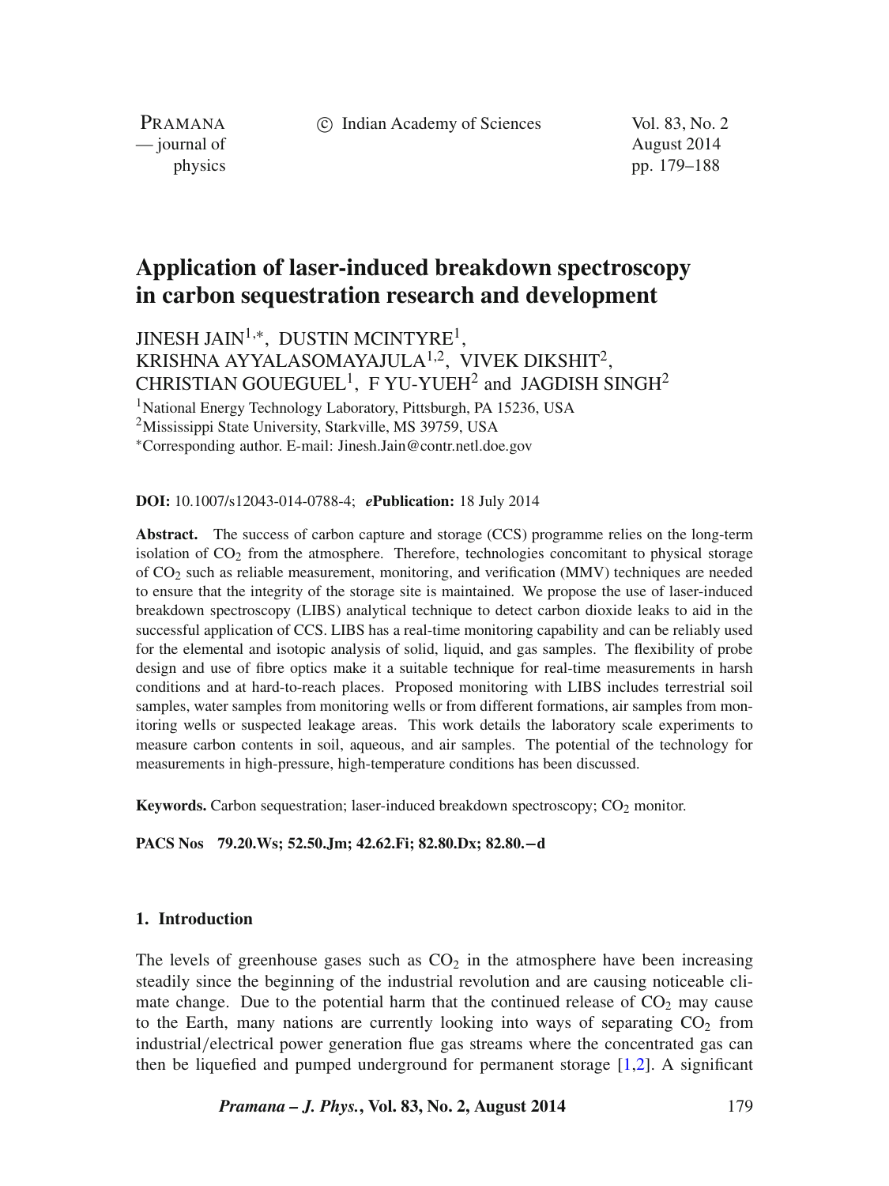# Application of laser-induced breakdown spectroscopy in carbon sequestration research and development

JINESH JAIN[1,*], DUSTIN MCINTYRE[1], KRISHNA AYYALASOMAYAJULA[1,2], VIVEK DIKSHIT[2], CHRISTIAN GOUEGUEL[1], F YU-YUEH[2] and JAGDISH SINGH[2]

[1]National Energy Technology Laboratory, Pittsburgh, PA 15236, USA
[2]Mississippi State University, Starkville, MS 39759, USA
[*]Corresponding author. E-mail: Jinesh.Jain@contr.netl.doe.gov

**DOI:** 10.1007/s12043-014-0788-4; ***e*Publication:** 18 July 2014

**Abstract.** The success of carbon capture and storage (CCS) programme relies on the long-term isolation of $CO_2$ from the atmosphere. Therefore, technologies concomitant to physical storage of $CO_2$ such as reliable measurement, monitoring, and verification (MMV) techniques are needed to ensure that the integrity of the storage site is maintained. We propose the use of laser-induced breakdown spectroscopy (LIBS) analytical technique to detect carbon dioxide leaks to aid in the successful application of CCS. LIBS has a real-time monitoring capability and can be reliably used for the elemental and isotopic analysis of solid, liquid, and gas samples. The flexibility of probe design and use of fibre optics make it a suitable technique for real-time measurements in harsh conditions and at hard-to-reach places. Proposed monitoring with LIBS includes terrestrial soil samples, water samples from monitoring wells or from different formations, air samples from monitoring wells or suspected leakage areas. This work details the laboratory scale experiments to measure carbon contents in soil, aqueous, and air samples. The potential of the technology for measurements in high-pressure, high-temperature conditions has been discussed.

**Keywords.** Carbon sequestration; laser-induced breakdown spectroscopy; $CO_2$ monitor.

**PACS Nos** 79.20.Ws; 52.50.Jm; 42.62.Fi; 82.80.Dx; 82.80.−d

## 1. Introduction

The levels of greenhouse gases such as $CO_2$ in the atmosphere have been increasing steadily since the beginning of the industrial revolution and are causing noticeable climate change. Due to the potential harm that the continued release of $CO_2$ may cause to the Earth, many nations are currently looking into ways of separating $CO_2$ from industrial/electrical power generation flue gas streams where the concentrated gas can then be liquefied and pumped underground for permanent storage [1,2]. A significant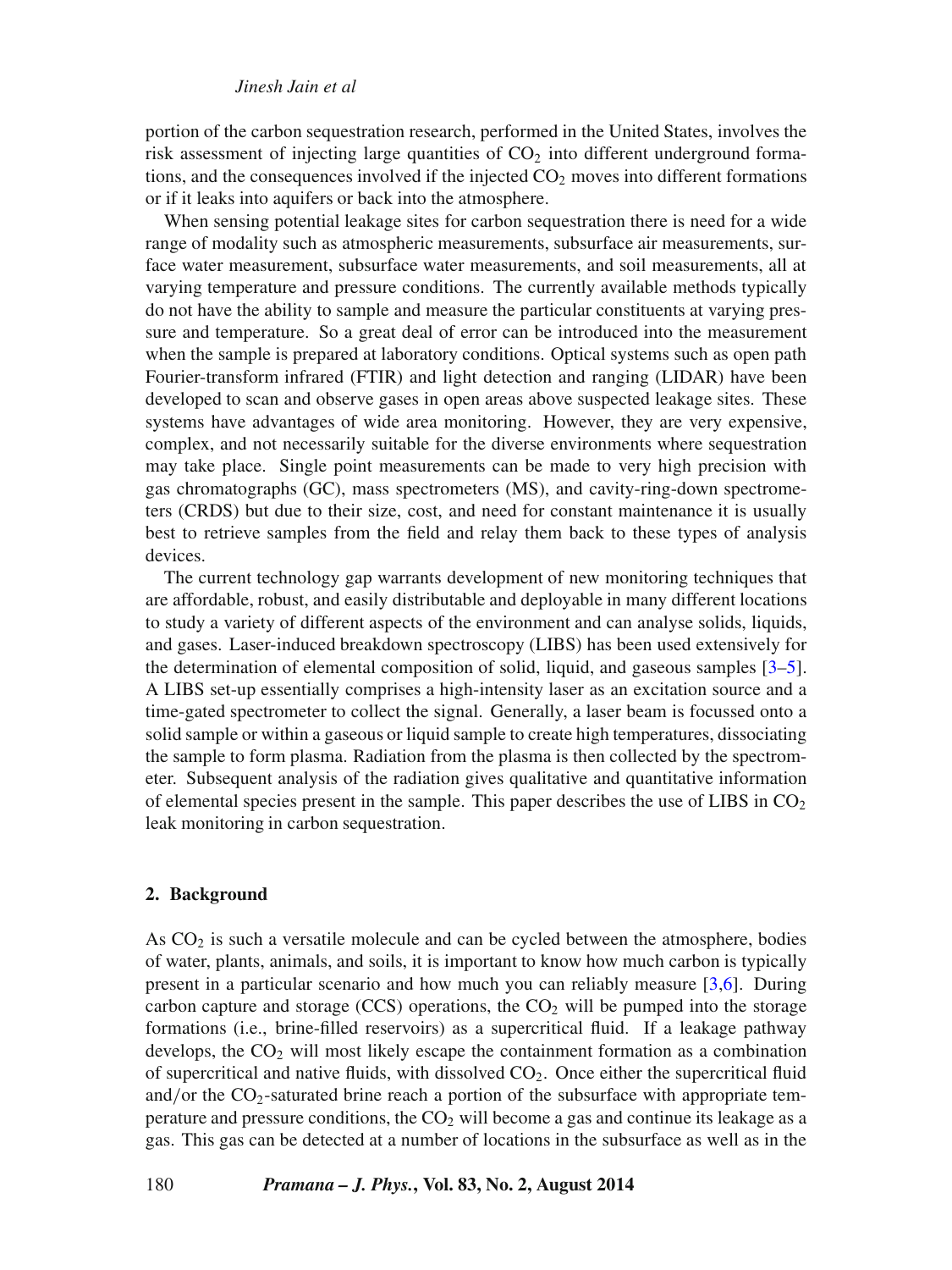portion of the carbon sequestration research, performed in the United States, involves the risk assessment of injecting large quantities of $CO_2$ into different underground formations, and the consequences involved if the injected $CO_2$ moves into different formations or if it leaks into aquifers or back into the atmosphere.

When sensing potential leakage sites for carbon sequestration there is need for a wide range of modality such as atmospheric measurements, subsurface air measurements, surface water measurement, subsurface water measurements, and soil measurements, all at varying temperature and pressure conditions. The currently available methods typically do not have the ability to sample and measure the particular constituents at varying pressure and temperature. So a great deal of error can be introduced into the measurement when the sample is prepared at laboratory conditions. Optical systems such as open path Fourier-transform infrared (FTIR) and light detection and ranging (LIDAR) have been developed to scan and observe gases in open areas above suspected leakage sites. These systems have advantages of wide area monitoring. However, they are very expensive, complex, and not necessarily suitable for the diverse environments where sequestration may take place. Single point measurements can be made to very high precision with gas chromatographs (GC), mass spectrometers (MS), and cavity-ring-down spectrometers (CRDS) but due to their size, cost, and need for constant maintenance it is usually best to retrieve samples from the field and relay them back to these types of analysis devices.

The current technology gap warrants development of new monitoring techniques that are affordable, robust, and easily distributable and deployable in many different locations to study a variety of different aspects of the environment and can analyse solids, liquids, and gases. Laser-induced breakdown spectroscopy (LIBS) has been used extensively for the determination of elemental composition of solid, liquid, and gaseous samples [3–5]. A LIBS set-up essentially comprises a high-intensity laser as an excitation source and a time-gated spectrometer to collect the signal. Generally, a laser beam is focussed onto a solid sample or within a gaseous or liquid sample to create high temperatures, dissociating the sample to form plasma. Radiation from the plasma is then collected by the spectrometer. Subsequent analysis of the radiation gives qualitative and quantitative information of elemental species present in the sample. This paper describes the use of LIBS in $CO_2$ leak monitoring in carbon sequestration.

## 2. Background

As $CO_2$ is such a versatile molecule and can be cycled between the atmosphere, bodies of water, plants, animals, and soils, it is important to know how much carbon is typically present in a particular scenario and how much you can reliably measure [3,6]. During carbon capture and storage (CCS) operations, the $CO_2$ will be pumped into the storage formations (i.e., brine-filled reservoirs) as a supercritical fluid. If a leakage pathway develops, the $CO_2$ will most likely escape the containment formation as a combination of supercritical and native fluids, with dissolved $CO_2$. Once either the supercritical fluid and/or the $CO_2$-saturated brine reach a portion of the subsurface with appropriate temperature and pressure conditions, the $CO_2$ will become a gas and continue its leakage as a gas. This gas can be detected at a number of locations in the subsurface as well as in the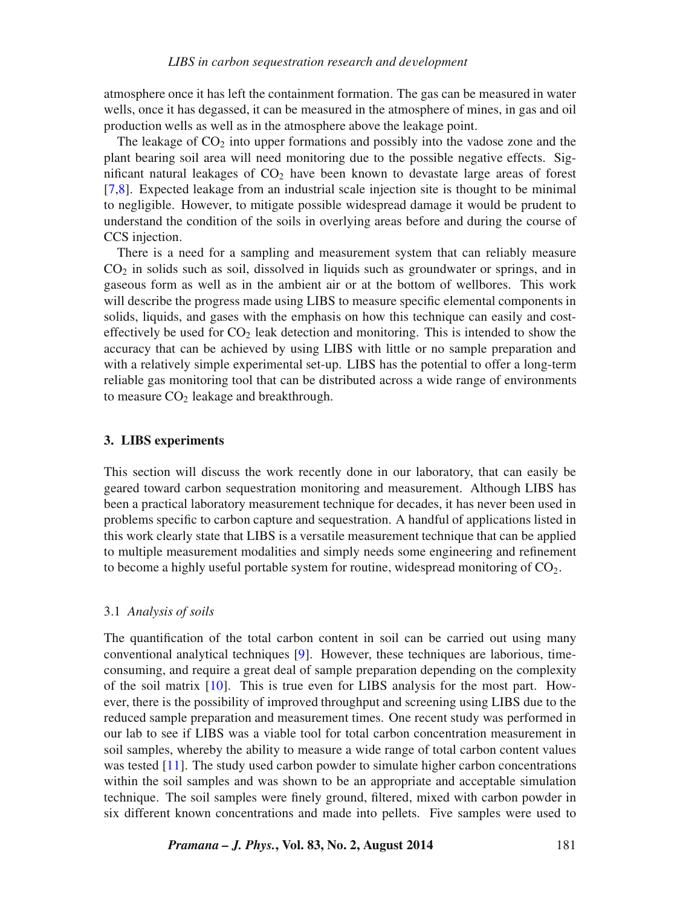atmosphere once it has left the containment formation. The gas can be measured in water wells, once it has degassed, it can be measured in the atmosphere of mines, in gas and oil production wells as well as in the atmosphere above the leakage point.

The leakage of $CO_2$ into upper formations and possibly into the vadose zone and the plant bearing soil area will need monitoring due to the possible negative effects. Significant natural leakages of $CO_2$ have been known to devastate large areas of forest [7,8]. Expected leakage from an industrial scale injection site is thought to be minimal to negligible. However, to mitigate possible widespread damage it would be prudent to understand the condition of the soils in overlying areas before and during the course of CCS injection.

There is a need for a sampling and measurement system that can reliably measure $CO_2$ in solids such as soil, dissolved in liquids such as groundwater or springs, and in gaseous form as well as in the ambient air or at the bottom of wellbores. This work will describe the progress made using LIBS to measure specific elemental components in solids, liquids, and gases with the emphasis on how this technique can easily and cost-effectively be used for $CO_2$ leak detection and monitoring. This is intended to show the accuracy that can be achieved by using LIBS with little or no sample preparation and with a relatively simple experimental set-up. LIBS has the potential to offer a long-term reliable gas monitoring tool that can be distributed across a wide range of environments to measure $CO_2$ leakage and breakthrough.

## 3. LIBS experiments

This section will discuss the work recently done in our laboratory, that can easily be geared toward carbon sequestration monitoring and measurement. Although LIBS has been a practical laboratory measurement technique for decades, it has never been used in problems specific to carbon capture and sequestration. A handful of applications listed in this work clearly state that LIBS is a versatile measurement technique that can be applied to multiple measurement modalities and simply needs some engineering and refinement to become a highly useful portable system for routine, widespread monitoring of $CO_2$.

### 3.1 *Analysis of soils*

The quantification of the total carbon content in soil can be carried out using many conventional analytical techniques [9]. However, these techniques are laborious, time-consuming, and require a great deal of sample preparation depending on the complexity of the soil matrix [10]. This is true even for LIBS analysis for the most part. However, there is the possibility of improved throughput and screening using LIBS due to the reduced sample preparation and measurement times. One recent study was performed in our lab to see if LIBS was a viable tool for total carbon concentration measurement in soil samples, whereby the ability to measure a wide range of total carbon content values was tested [11]. The study used carbon powder to simulate higher carbon concentrations within the soil samples and was shown to be an appropriate and acceptable simulation technique. The soil samples were finely ground, filtered, mixed with carbon powder in six different known concentrations and made into pellets. Five samples were used to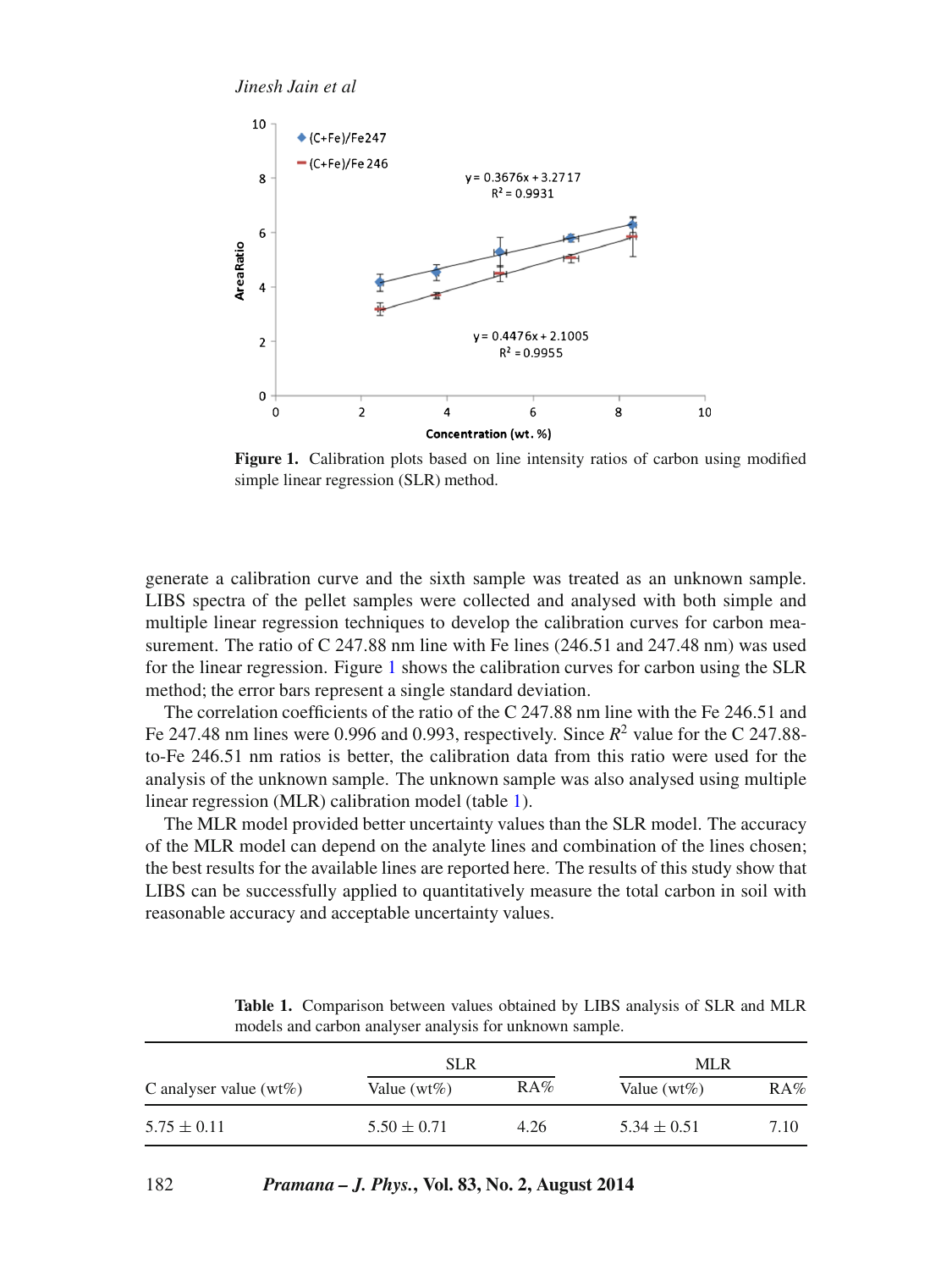10

8

6

4

2

0

0 2 4 6 8 10

AreaRatio

Concentration (wt. %)

(C+Fe)/Fe247

(C+Fe)/Fe 246

y = 0.3676x + 3.2717

R² = 0.9931

y = 0.4476x + 2.1005

R² = 0.9955

**Figure 1.** Calibration plots based on line intensity ratios of carbon using modified simple linear regression (SLR) method.

generate a calibration curve and the sixth sample was treated as an unknown sample. LIBS spectra of the pellet samples were collected and analysed with both simple and multiple linear regression techniques to develop the calibration curves for carbon measurement. The ratio of C 247.88 nm line with Fe lines (246.51 and 247.48 nm) was used for the linear regression. Figure 1 shows the calibration curves for carbon using the SLR method; the error bars represent a single standard deviation.

The correlation coefficients of the ratio of the C 247.88 nm line with the Fe 246.51 and Fe 247.48 nm lines were 0.996 and 0.993, respectively. Since $R^2$ value for the C 247.88-to-Fe 246.51 nm ratios is better, the calibration data from this ratio were used for the analysis of the unknown sample. The unknown sample was also analysed using multiple linear regression (MLR) calibration model (table 1).

The MLR model provided better uncertainty values than the SLR model. The accuracy of the MLR model can depend on the analyte lines and combination of the lines chosen; the best results for the available lines are reported here. The results of this study show that LIBS can be successfully applied to quantitatively measure the total carbon in soil with reasonable accuracy and acceptable uncertainty values.

**Table 1.** Comparison between values obtained by LIBS analysis of SLR and MLR models and carbon analyser analysis for unknown sample.

| | SLR | | MLR | |
|---|---|---|---|---|
| C analyser value (wt%) | Value (wt%) | RA% | Value (wt%) | RA% |
| $5.75 \pm 0.11$ | $5.50 \pm 0.71$ | 4.26 | $5.34 \pm 0.51$ | 7.10 |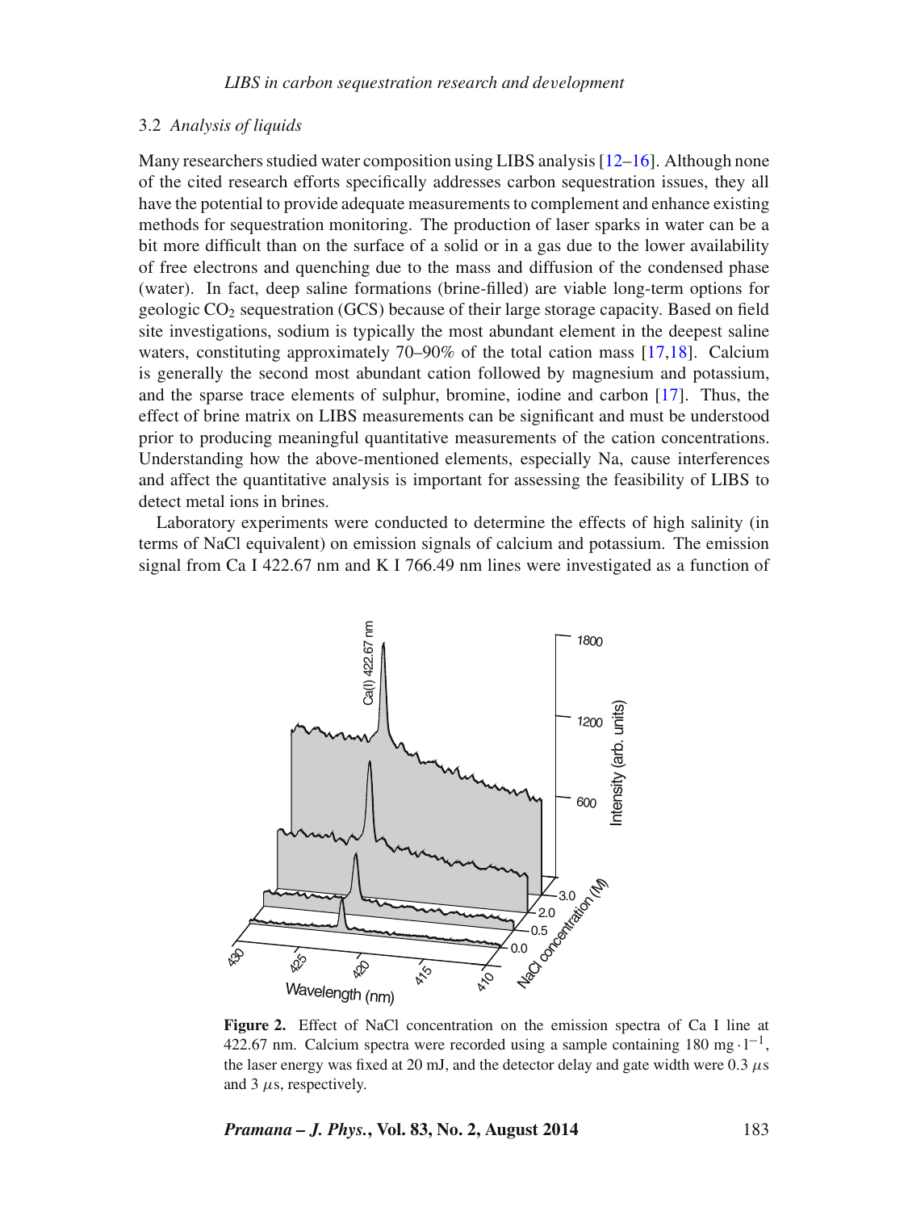### 3.2 *Analysis of liquids*

Many researchers studied water composition using LIBS analysis [12–16]. Although none of the cited research efforts specifically addresses carbon sequestration issues, they all have the potential to provide adequate measurements to complement and enhance existing methods for sequestration monitoring. The production of laser sparks in water can be a bit more difficult than on the surface of a solid or in a gas due to the lower availability of free electrons and quenching due to the mass and diffusion of the condensed phase (water). In fact, deep saline formations (brine-filled) are viable long-term options for geologic $CO_2$ sequestration (GCS) because of their large storage capacity. Based on field site investigations, sodium is typically the most abundant element in the deepest saline waters, constituting approximately 70–90% of the total cation mass [17,18]. Calcium is generally the second most abundant cation followed by magnesium and potassium, and the sparse trace elements of sulphur, bromine, iodine and carbon [17]. Thus, the effect of brine matrix on LIBS measurements can be significant and must be understood prior to producing meaningful quantitative measurements of the cation concentrations. Understanding how the above-mentioned elements, especially Na, cause interferences and affect the quantitative analysis is important for assessing the feasibility of LIBS to detect metal ions in brines.

Laboratory experiments were conducted to determine the effects of high salinity (in terms of NaCl equivalent) on emission signals of calcium and potassium. The emission signal from Ca I 422.67 nm and K I 766.49 nm lines were investigated as a function of

Ca(I) 422.67 nm
1800
1200
600
Intensity (arb. units)
3.0
2.0
0.5
0.0
NaCl concentration (M)
430
425
420
415
410
Wavelength (nm)

**Figure 2.** Effect of NaCl concentration on the emission spectra of Ca I line at 422.67 nm. Calcium spectra were recorded using a sample containing 180 mg $\cdot$ l$^{-1}$, the laser energy was fixed at 20 mJ, and the detector delay and gate width were 0.3 $\mu$s and 3 $\mu$s, respectively.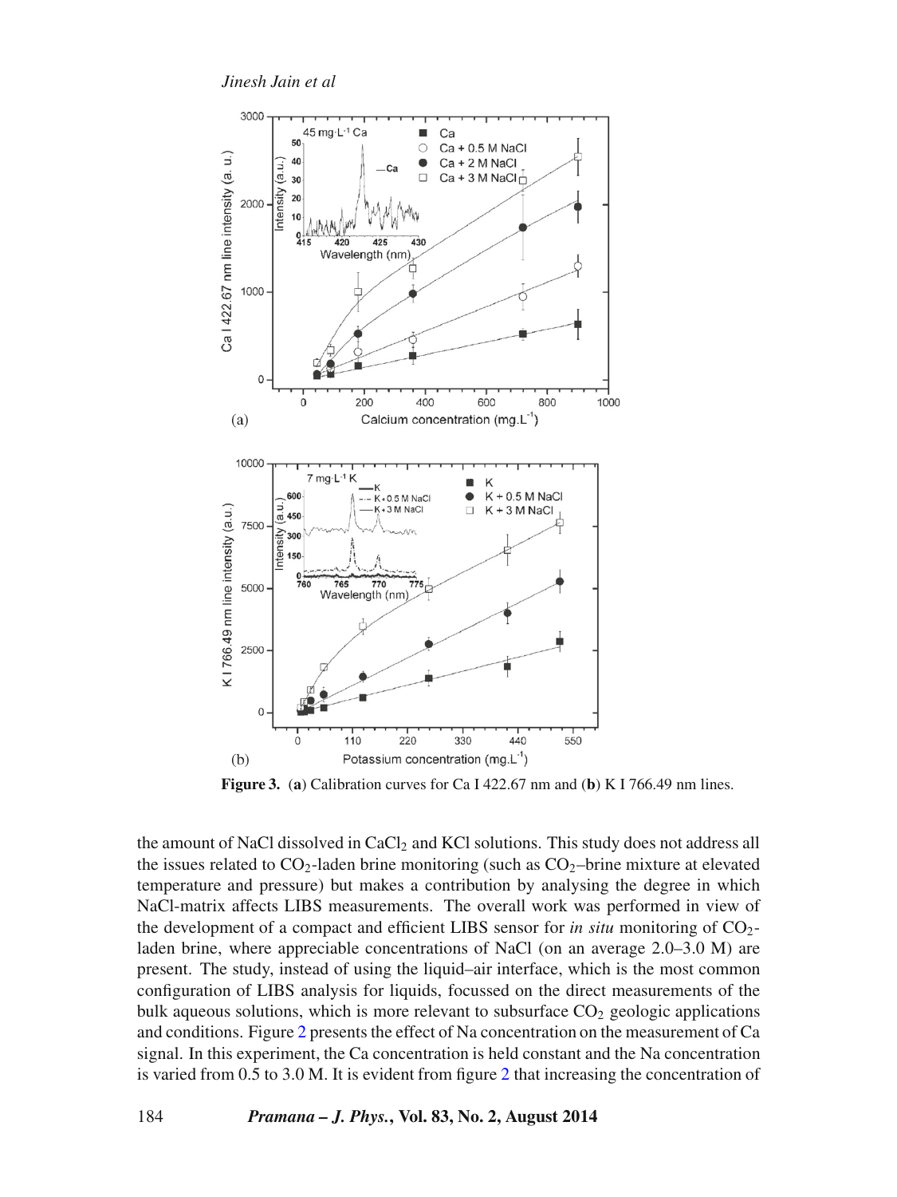(a)

Ca I 422.67 nm line intensity (a. u.)

Calcium concentration (mg.L$^{-1}$)

45 mg·L$^{-1}$ Ca

Intensity (a.u.)

Wavelength (nm)

Ca

Ca + 0.5 M NaCl

Ca + 2 M NaCl

Ca + 3 M NaCl

(b)

K I 766.49 nm line intensity (a.u.)

Potassium concentration (mg.L$^{-1}$)

7 mg·L$^{-1}$ K

K

K + 0.5 M NaCl

K + 3 M NaCl

Intensity (a.u.)

Wavelength (nm)

**Figure 3.** (**a**) Calibration curves for Ca I 422.67 nm and (**b**) K I 766.49 nm lines.

the amount of NaCl dissolved in $CaCl_2$ and KCl solutions. This study does not address all the issues related to $CO_2$-laden brine monitoring (such as $CO_2$–brine mixture at elevated temperature and pressure) but makes a contribution by analysing the degree in which NaCl-matrix affects LIBS measurements. The overall work was performed in view of the development of a compact and efficient LIBS sensor for *in situ* monitoring of $CO_2$-laden brine, where appreciable concentrations of NaCl (on an average 2.0–3.0 M) are present. The study, instead of using the liquid–air interface, which is the most common configuration of LIBS analysis for liquids, focussed on the direct measurements of the bulk aqueous solutions, which is more relevant to subsurface $CO_2$ geologic applications and conditions. Figure 2 presents the effect of Na concentration on the measurement of Ca signal. In this experiment, the Ca concentration is held constant and the Na concentration is varied from 0.5 to 3.0 M. It is evident from figure 2 that increasing the concentration of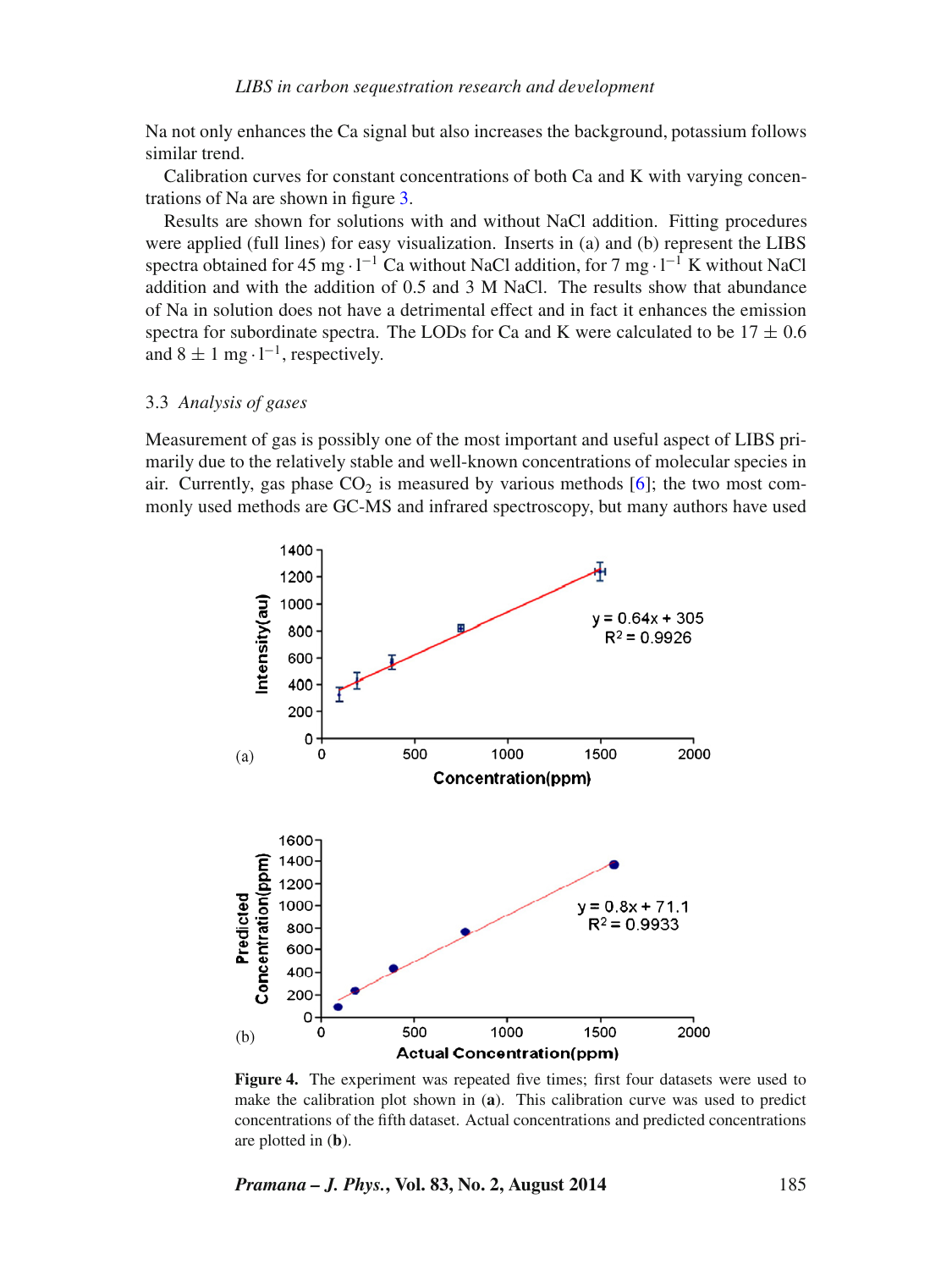Na not only enhances the Ca signal but also increases the background, potassium follows similar trend.

Calibration curves for constant concentrations of both Ca and K with varying concentrations of Na are shown in figure 3.

Results are shown for solutions with and without NaCl addition. Fitting procedures were applied (full lines) for easy visualization. Inserts in (a) and (b) represent the LIBS spectra obtained for 45 mg $\cdot$ l$^{-1}$ Ca without NaCl addition, for 7 mg $\cdot$ l$^{-1}$ K without NaCl addition and with the addition of 0.5 and 3 M NaCl. The results show that abundance of Na in solution does not have a detrimental effect and in fact it enhances the emission spectra for subordinate spectra. The LODs for Ca and K were calculated to be 17 $\pm$ 0.6 and 8 $\pm$ 1 mg $\cdot$ l$^{-1}$, respectively.

### 3.3 *Analysis of gases*

Measurement of gas is possibly one of the most important and useful aspect of LIBS primarily due to the relatively stable and well-known concentrations of molecular species in air. Currently, gas phase $CO_2$ is measured by various methods [6]; the two most commonly used methods are GC-MS and infrared spectroscopy, but many authors have used

(a)

Intensity(au)

Concentration(ppm)

y = 0.64x + 305
$R^2$ = 0.9926

(b)

Predicted Concentration(ppm)

Actual Concentration(ppm)

y = 0.8x + 71.1
$R^2$ = 0.9933

**Figure 4.** The experiment was repeated five times; first four datasets were used to make the calibration plot shown in (**a**). This calibration curve was used to predict concentrations of the fifth dataset. Actual concentrations and predicted concentrations are plotted in (**b**).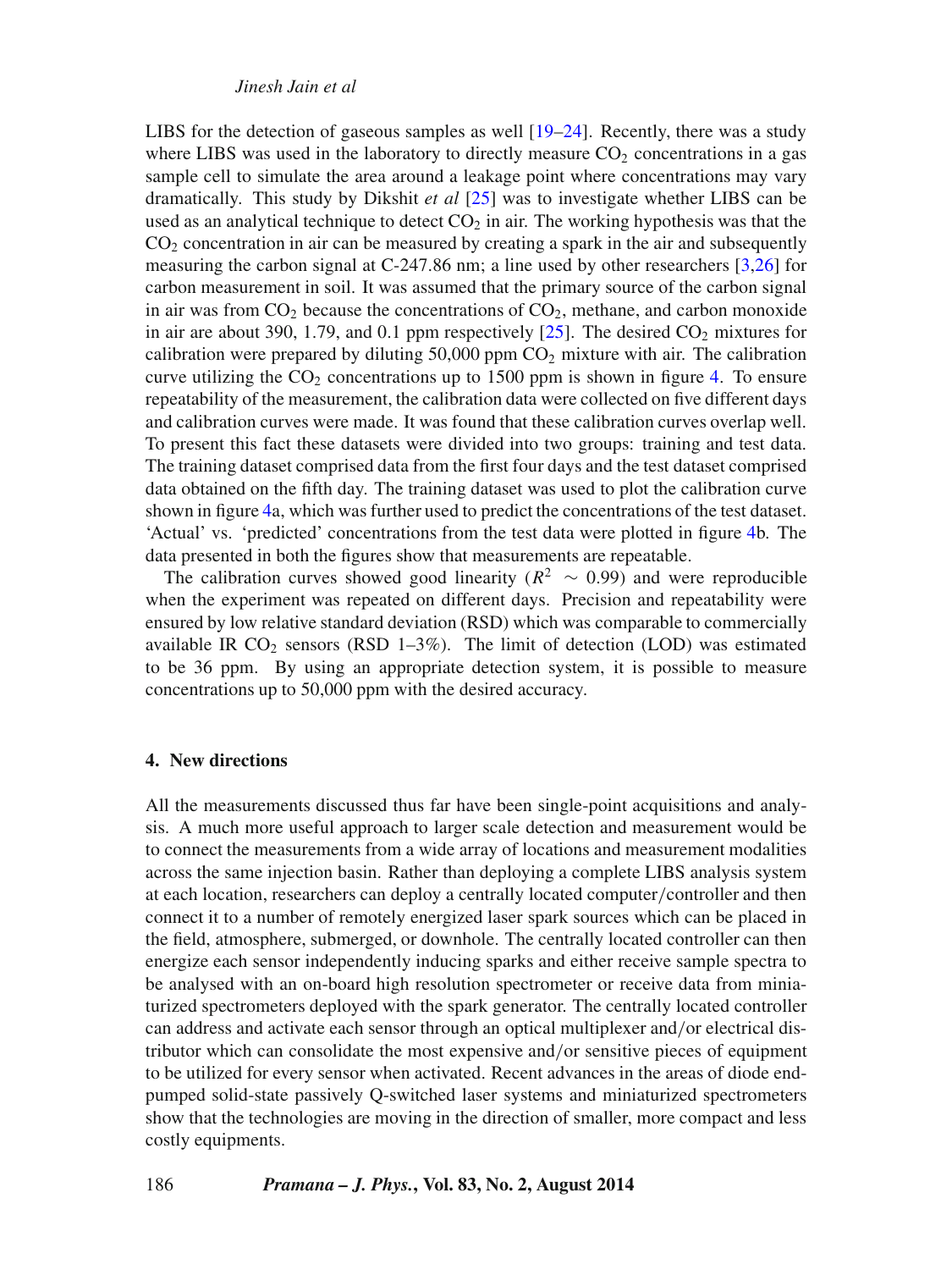LIBS for the detection of gaseous samples as well [19–24]. Recently, there was a study where LIBS was used in the laboratory to directly measure $CO_2$ concentrations in a gas sample cell to simulate the area around a leakage point where concentrations may vary dramatically. This study by Dikshit *et al* [25] was to investigate whether LIBS can be used as an analytical technique to detect $CO_2$ in air. The working hypothesis was that the $CO_2$ concentration in air can be measured by creating a spark in the air and subsequently measuring the carbon signal at C-247.86 nm; a line used by other researchers [3,26] for carbon measurement in soil. It was assumed that the primary source of the carbon signal in air was from $CO_2$ because the concentrations of $CO_2$, methane, and carbon monoxide in air are about 390, 1.79, and 0.1 ppm respectively [25]. The desired $CO_2$ mixtures for calibration were prepared by diluting 50,000 ppm $CO_2$ mixture with air. The calibration curve utilizing the $CO_2$ concentrations up to 1500 ppm is shown in figure 4. To ensure repeatability of the measurement, the calibration data were collected on five different days and calibration curves were made. It was found that these calibration curves overlap well. To present this fact these datasets were divided into two groups: training and test data. The training dataset comprised data from the first four days and the test dataset comprised data obtained on the fifth day. The training dataset was used to plot the calibration curve shown in figure 4a, which was further used to predict the concentrations of the test dataset. 'Actual' vs. 'predicted' concentrations from the test data were plotted in figure 4b. The data presented in both the figures show that measurements are repeatable.

The calibration curves showed good linearity ($R^2 \sim 0.99$) and were reproducible when the experiment was repeated on different days. Precision and repeatability were ensured by low relative standard deviation (RSD) which was comparable to commercially available IR $CO_2$ sensors (RSD 1–3%). The limit of detection (LOD) was estimated to be 36 ppm. By using an appropriate detection system, it is possible to measure concentrations up to 50,000 ppm with the desired accuracy.

## 4. New directions

All the measurements discussed thus far have been single-point acquisitions and analysis. A much more useful approach to larger scale detection and measurement would be to connect the measurements from a wide array of locations and measurement modalities across the same injection basin. Rather than deploying a complete LIBS analysis system at each location, researchers can deploy a centrally located computer/controller and then connect it to a number of remotely energized laser spark sources which can be placed in the field, atmosphere, submerged, or downhole. The centrally located controller can then energize each sensor independently inducing sparks and either receive sample spectra to be analysed with an on-board high resolution spectrometer or receive data from miniaturized spectrometers deployed with the spark generator. The centrally located controller can address and activate each sensor through an optical multiplexer and/or electrical distributor which can consolidate the most expensive and/or sensitive pieces of equipment to be utilized for every sensor when activated. Recent advances in the areas of diode end-pumped solid-state passively Q-switched laser systems and miniaturized spectrometers show that the technologies are moving in the direction of smaller, more compact and less costly equipments.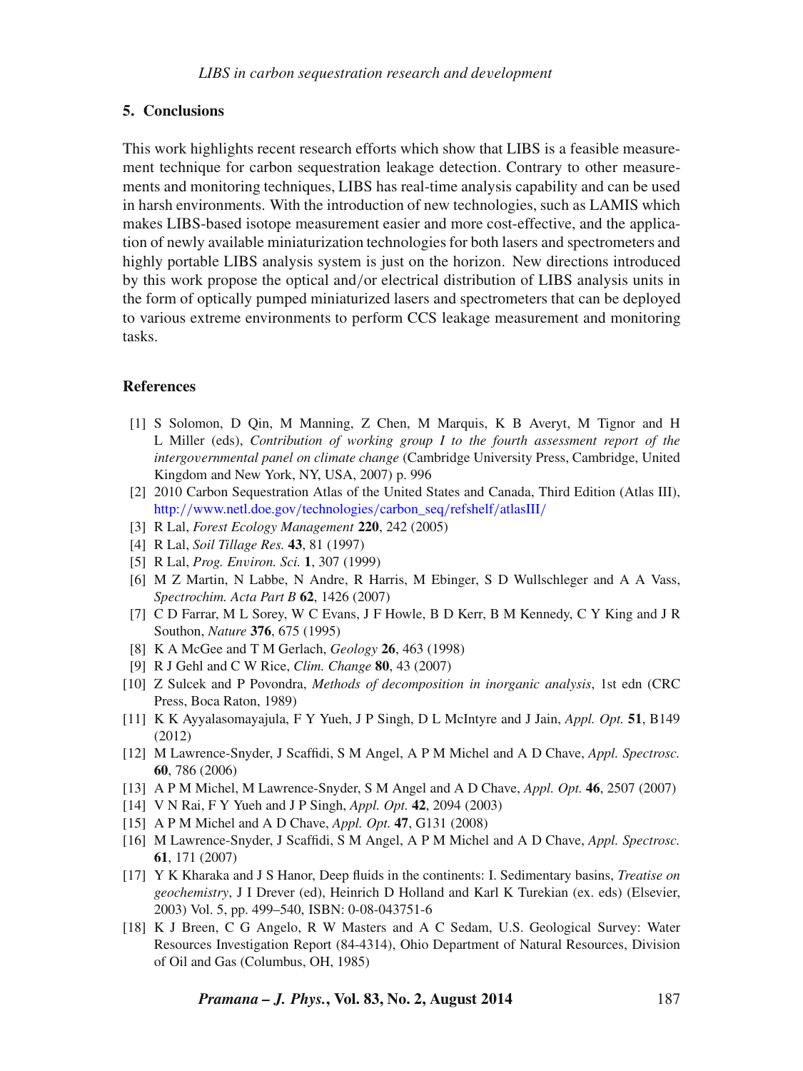## 5. Conclusions

This work highlights recent research efforts which show that LIBS is a feasible measurement technique for carbon sequestration leakage detection. Contrary to other measurements and monitoring techniques, LIBS has real-time analysis capability and can be used in harsh environments. With the introduction of new technologies, such as LAMIS which makes LIBS-based isotope measurement easier and more cost-effective, and the application of newly available miniaturization technologies for both lasers and spectrometers and highly portable LIBS analysis system is just on the horizon. New directions introduced by this work propose the optical and/or electrical distribution of LIBS analysis units in the form of optically pumped miniaturized lasers and spectrometers that can be deployed to various extreme environments to perform CCS leakage measurement and monitoring tasks.

## References

[1] S Solomon, D Qin, M Manning, Z Chen, M Marquis, K B Averyt, M Tignor and H L Miller (eds), *Contribution of working group I to the fourth assessment report of the intergovernmental panel on climate change* (Cambridge University Press, Cambridge, United Kingdom and New York, NY, USA, 2007) p. 996

[2] 2010 Carbon Sequestration Atlas of the United States and Canada, Third Edition (Atlas III), http://www.netl.doe.gov/technologies/carbon_seq/refshelf/atlasIII/

[3] R Lal, *Forest Ecology Management* **220**, 242 (2005)

[4] R Lal, *Soil Tillage Res.* **43**, 81 (1997)

[5] R Lal, *Prog. Environ. Sci.* **1**, 307 (1999)

[6] M Z Martin, N Labbe, N Andre, R Harris, M Ebinger, S D Wullschleger and A A Vass, *Spectrochim. Acta Part B* **62**, 1426 (2007)

[7] C D Farrar, M L Sorey, W C Evans, J F Howle, B D Kerr, B M Kennedy, C Y King and J R Southon, *Nature* **376**, 675 (1995)

[8] K A McGee and T M Gerlach, *Geology* **26**, 463 (1998)

[9] R J Gehl and C W Rice, *Clim. Change* **80**, 43 (2007)

[10] Z Sulcek and P Povondra, *Methods of decomposition in inorganic analysis*, 1st edn (CRC Press, Boca Raton, 1989)

[11] K K Ayyalasomayajula, F Y Yueh, J P Singh, D L McIntyre and J Jain, *Appl. Opt.* **51**, B149 (2012)

[12] M Lawrence-Snyder, J Scaffidi, S M Angel, A P M Michel and A D Chave, *Appl. Spectrosc.* **60**, 786 (2006)

[13] A P M Michel, M Lawrence-Snyder, S M Angel and A D Chave, *Appl. Opt.* **46**, 2507 (2007)

[14] V N Rai, F Y Yueh and J P Singh, *Appl. Opt.* **42**, 2094 (2003)

[15] A P M Michel and A D Chave, *Appl. Opt.* **47**, G131 (2008)

[16] M Lawrence-Snyder, J Scaffidi, S M Angel, A P M Michel and A D Chave, *Appl. Spectrosc.* **61**, 171 (2007)

[17] Y K Kharaka and J S Hanor, Deep fluids in the continents: I. Sedimentary basins, *Treatise on geochemistry*, J I Drever (ed), Heinrich D Holland and Karl K Turekian (ex. eds) (Elsevier, 2003) Vol. 5, pp. 499–540, ISBN: 0-08-043751-6

[18] K J Breen, C G Angelo, R W Masters and A C Sedam, U.S. Geological Survey: Water Resources Investigation Report (84-4314), Ohio Department of Natural Resources, Division of Oil and Gas (Columbus, OH, 1985)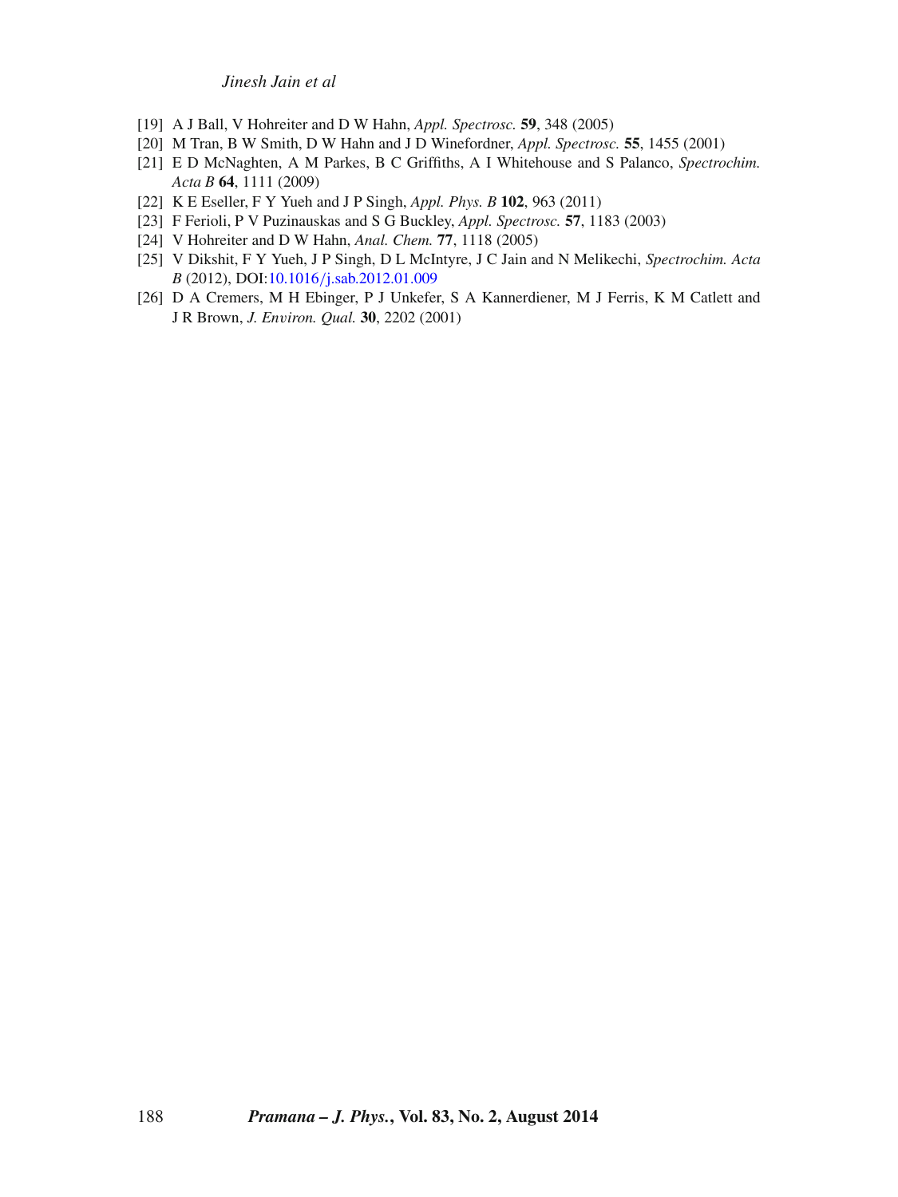[19] A J Ball, V Hohreiter and D W Hahn, *Appl. Spectrosc.* **59**, 348 (2005)

[20] M Tran, B W Smith, D W Hahn and J D Winefordner, *Appl. Spectrosc.* **55**, 1455 (2001)

[21] E D McNaghten, A M Parkes, B C Griffiths, A I Whitehouse and S Palanco, *Spectrochim. Acta B* **64**, 1111 (2009)

[22] K E Eseller, F Y Yueh and J P Singh, *Appl. Phys. B* **102**, 963 (2011)

[23] F Ferioli, P V Puzinauskas and S G Buckley, *Appl. Spectrosc.* **57**, 1183 (2003)

[24] V Hohreiter and D W Hahn, *Anal. Chem.* **77**, 1118 (2005)

[25] V Dikshit, F Y Yueh, J P Singh, D L McIntyre, J C Jain and N Melikechi, *Spectrochim. Acta B* (2012), DOI:10.1016/j.sab.2012.01.009

[26] D A Cremers, M H Ebinger, P J Unkefer, S A Kannerdiener, M J Ferris, K M Catlett and J R Brown, *J. Environ. Qual.* **30**, 2202 (2001)